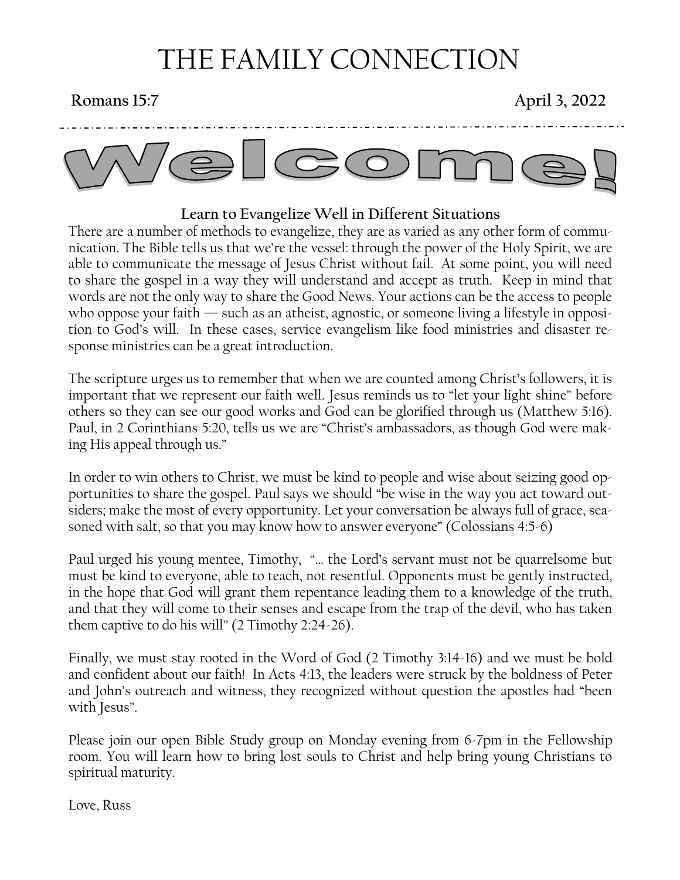# THE FAMILY CONNECTION

**Romans 15:7** **April 3, 2022**

## Welcome!

### Learn to Evangelize Well in Different Situations

There are a number of methods to evangelize, they are as varied as any other form of communication. The Bible tells us that we're the vessel: through the power of the Holy Spirit, we are able to communicate the message of Jesus Christ without fail. At some point, you will need to share the gospel in a way they will understand and accept as truth. Keep in mind that words are not the only way to share the Good News. Your actions can be the access to people who oppose your faith — such as an atheist, agnostic, or someone living a lifestyle in opposition to God's will. In these cases, service evangelism like food ministries and disaster response ministries can be a great introduction.

The scripture urges us to remember that when we are counted among Christ's followers, it is important that we represent our faith well. Jesus reminds us to "let your light shine" before others so they can see our good works and God can be glorified through us (Matthew 5:16). Paul, in 2 Corinthians 5:20, tells us we are "Christ's ambassadors, as though God were making His appeal through us."

In order to win others to Christ, we must be kind to people and wise about seizing good opportunities to share the gospel. Paul says we should "be wise in the way you act toward outsiders; make the most of every opportunity. Let your conversation be always full of grace, seasoned with salt, so that you may know how to answer everyone" (Colossians 4:5-6)

Paul urged his young mentee, Timothy, "… the Lord's servant must not be quarrelsome but must be kind to everyone, able to teach, not resentful. Opponents must be gently instructed, in the hope that God will grant them repentance leading them to a knowledge of the truth, and that they will come to their senses and escape from the trap of the devil, who has taken them captive to do his will" (2 Timothy 2:24-26).

Finally, we must stay rooted in the Word of God (2 Timothy 3:14-16) and we must be bold and confident about our faith! In Acts 4:13, the leaders were struck by the boldness of Peter and John's outreach and witness, they recognized without question the apostles had "been with Jesus".

Please join our open Bible Study group on Monday evening from 6-7pm in the Fellowship room. You will learn how to bring lost souls to Christ and help bring young Christians to spiritual maturity.

Love, Russ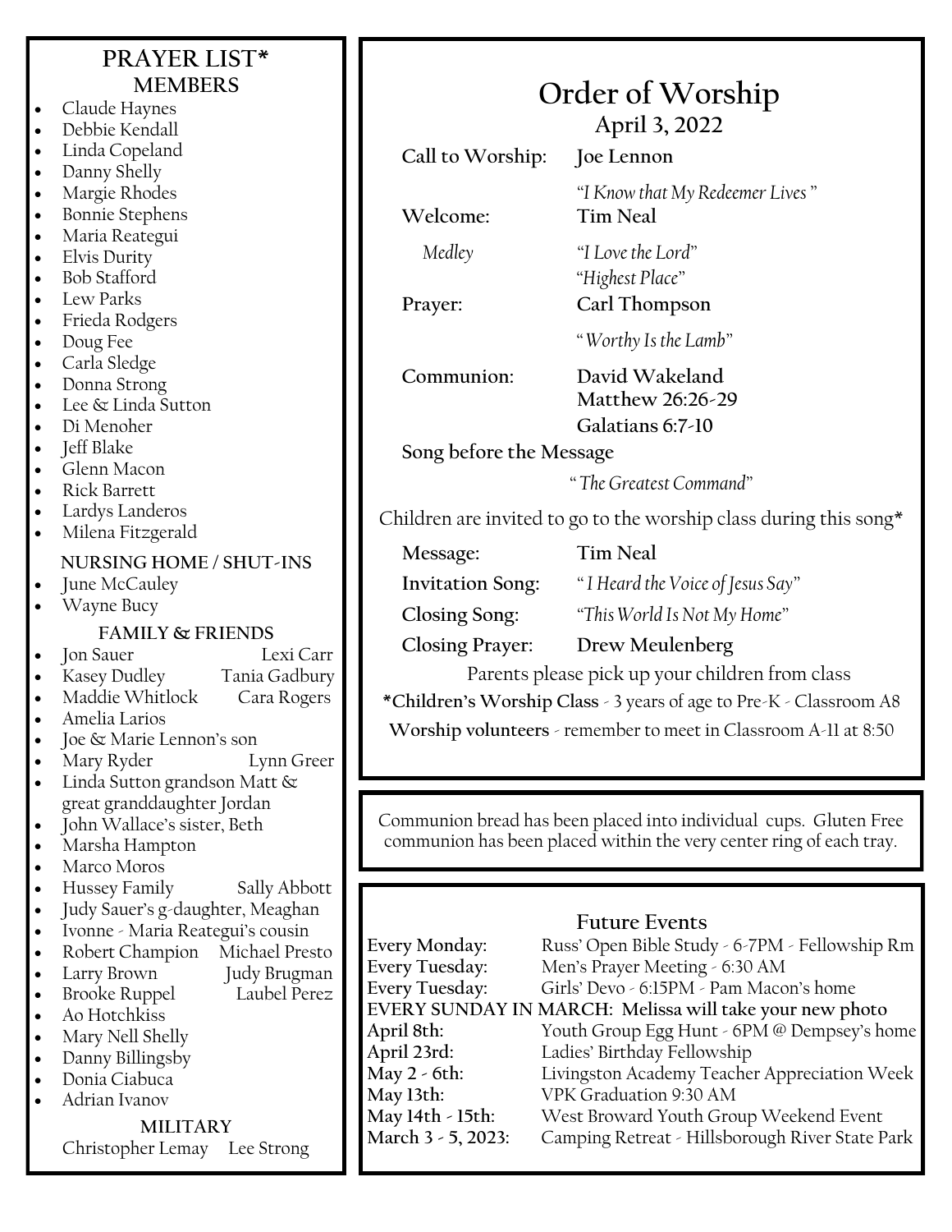## PRAYER LIST*

### MEMBERS

- Claude Haynes
- Debbie Kendall
- Linda Copeland
- Danny Shelly
- Margie Rhodes
- Bonnie Stephens
- Maria Reategui
- Elvis Durity
- Bob Stafford
- Lew Parks
- Frieda Rodgers
- Doug Fee
- Carla Sledge
- Donna Strong
- Lee & Linda Sutton
- Di Menoher
- Jeff Blake
- Glenn Macon
- Rick Barrett
- Lardys Landeros
- Milena Fitzgerald

### NURSING HOME / SHUT-INS

- June McCauley
- Wayne Bucy

### FAMILY & FRIENDS

- Jon Sauer — Lexi Carr
- Kasey Dudley — Tania Gadbury
- Maddie Whitlock — Cara Rogers
- Amelia Larios
- Joe & Marie Lennon's son
- Mary Ryder — Lynn Greer
- Linda Sutton grandson Matt & great granddaughter Jordan
- John Wallace's sister, Beth
- Marsha Hampton
- Marco Moros
- Hussey Family — Sally Abbott
- Judy Sauer's g-daughter, Meaghan
- Ivonne - Maria Reategui's cousin
- Robert Champion — Michael Presto
- Larry Brown — Judy Brugman
- Brooke Ruppel — Laubel Perez
- Ao Hotchkiss
- Mary Nell Shelly
- Danny Billingsby
- Donia Ciabuca
- Adrian Ivanov

### MILITARY

Christopher Lemay — Lee Strong

# Order of Worship

## April 3, 2022

**Call to Worship:** **Joe Lennon**

*"I Know that My Redeemer Lives"*

**Welcome:** **Tim Neal**

*Medley* *"I Love the Lord"*
*"Highest Place"*

**Prayer:** **Carl Thompson**

*"Worthy Is the Lamb"*

**Communion:** **David Wakeland**
**Matthew 26:26-29**
**Galatians 6:7-10**

**Song before the Message**

*"The Greatest Command"*

Children are invited to go to the worship class during this song*

**Message:** **Tim Neal**

**Invitation Song:** *"I Heard the Voice of Jesus Say"*

**Closing Song:** *"This World Is Not My Home"*

**Closing Prayer:** **Drew Meulenberg**

Parents please pick up your children from class

***Children's Worship Class** - 3 years of age to Pre-K - Classroom A8

**Worship volunteers** - remember to meet in Classroom A-11 at 8:50

Communion bread has been placed into individual cups. Gluten Free communion has been placed within the very center ring of each tray.

## Future Events

**Every Monday:** Russ' Open Bible Study - 6-7PM - Fellowship Rm
**Every Tuesday:** Men's Prayer Meeting - 6:30 AM
**Every Tuesday:** Girls' Devo - 6:15PM - Pam Macon's home
**EVERY SUNDAY IN MARCH: Melissa will take your new photo**
**April 8th:** Youth Group Egg Hunt - 6PM @ Dempsey's home
**April 23rd:** Ladies' Birthday Fellowship
**May 2 - 6th:** Livingston Academy Teacher Appreciation Week
**May 13th:** VPK Graduation 9:30 AM
**May 14th - 15th:** West Broward Youth Group Weekend Event
**March 3 - 5, 2023:** Camping Retreat - Hillsborough River State Park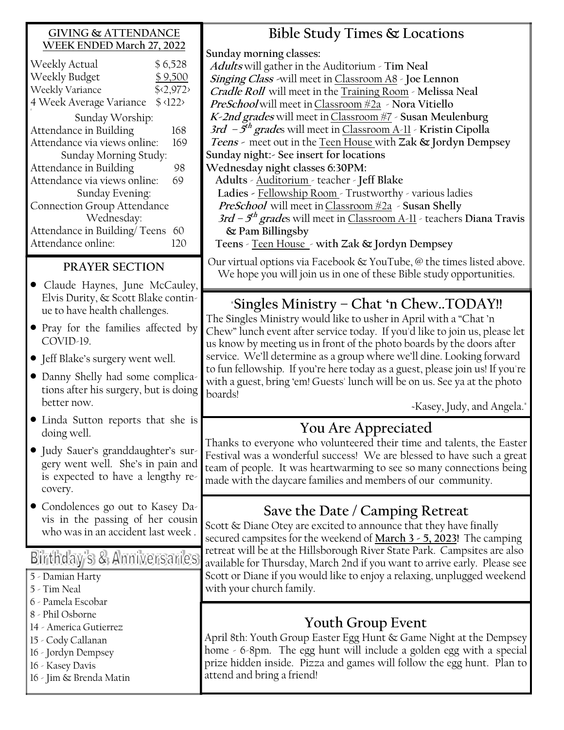## GIVING & ATTENDANCE WEEK ENDED March 27, 2022

| | |
|---|---|
| Weekly Actual | $ 6,528 |
| Weekly Budget | $ 9,500 |
| Weekly Variance | $<2,972> |
| 4 Week Average Variance | $ <122> |

**Sunday Worship:**

| | |
|---|---|
| Attendance in Building | 168 |
| Attendance via views online: | 169 |

**Sunday Morning Study:**

| | |
|---|---|
| Attendance in Building | 98 |
| Attendance via views online: | 69 |

**Sunday Evening:**

Connection Group Attendance

**Wednesday:**

| | |
|---|---|
| Attendance in Building/ Teens | 60 |
| Attendance online: | 120 |

## PRAYER SECTION

- Claude Haynes, June McCauley, Elvis Durity, & Scott Blake continue to have health challenges.
- Pray for the families affected by COVID-19.
- Jeff Blake's surgery went well.
- Danny Shelly had some complications after his surgery, but is doing better now.
- Linda Sutton reports that she is doing well.
- Judy Sauer's granddaughter's surgery went well. She's in pain and is expected to have a lengthy recovery.
- Condolences go out to Kasey Davis in the passing of her cousin who was in an accident last week .

## Birthday's & Anniversaries

5 - Damian Harty
5 - Tim Neal
6 - Pamela Escobar
8 - Phil Osborne
14 - America Gutierrez
15 - Cody Callanan
16 - Jordyn Dempsey
16 - Kasey Davis
16 - Jim & Brenda Matin

## Bible Study Times & Locations

**Sunday morning classes:**

***Adults*** will gather in the Auditorium - **Tim Neal**
***Singing Class*** -will meet in Classroom A8 - **Joe Lennon**
***Cradle Roll*** will meet in the Training Room - **Melissa Neal**
***PreSchool*** will meet in Classroom #2a - **Nora Vitiello**
***K-2nd grades*** will meet in Classroom #7 - **Susan Meulenburg**
***3rd – 5th grade***s will meet in Classroom A-11 - **Kristin Cipolla**
***Teens*** - meet out in the Teen House with **Zak & Jordyn Dempsey**

**Sunday night:- See insert for locations**

**Wednesday night classes 6:30PM:**

**Adults** - Auditorium - teacher - **Jeff Blake**
**Ladies** - Fellowship Room - Trustworthy - various ladies
***PreSchool*** will meet in Classroom #2a - **Susan Shelly**
***3rd – 5th grade***s will meet in Classroom A-11 - teachers **Diana Travis & Pam Billingsby**
**Teens** - Teen House - **with Zak & Jordyn Dempsey**

Our virtual options via Facebook & YouTube, @ the times listed above. We hope you will join us in one of these Bible study opportunities.

## "Singles Ministry – Chat 'n Chew..TODAY!!

The Singles Ministry would like to usher in April with a "Chat 'n Chew" lunch event after service today. If you'd like to join us, please let us know by meeting us in front of the photo boards by the doors after service. We'll determine as a group where we'll dine. Looking forward to fun fellowship. If you're here today as a guest, please join us! If you're with a guest, bring 'em! Guests' lunch will be on us. See ya at the photo boards!

-Kasey, Judy, and Angela."

## You Are Appreciated

Thanks to everyone who volunteered their time and talents, the Easter Festival was a wonderful success! We are blessed to have such a great team of people. It was heartwarming to see so many connections being made with the daycare families and members of our community.

## Save the Date / Camping Retreat

Scott & Diane Otey are excited to announce that they have finally secured campsites for the weekend of **March 3 - 5, 2023!** The camping retreat will be at the Hillsborough River State Park. Campsites are also available for Thursday, March 2nd if you want to arrive early. Please see Scott or Diane if you would like to enjoy a relaxing, unplugged weekend with your church family.

## Youth Group Event

April 8th: Youth Group Easter Egg Hunt & Game Night at the Dempsey home - 6-8pm. The egg hunt will include a golden egg with a special prize hidden inside. Pizza and games will follow the egg hunt. Plan to attend and bring a friend!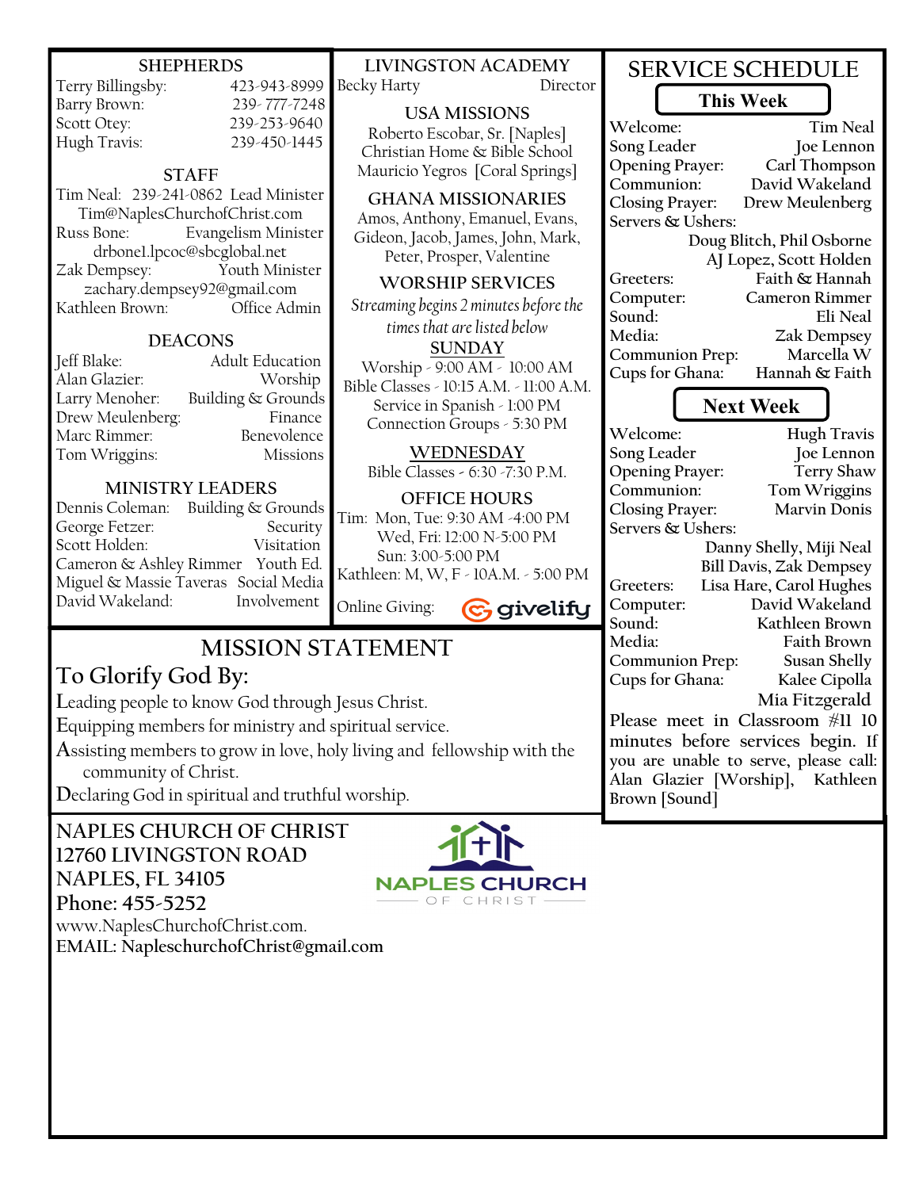## SHEPHERDS

| | |
|---|---|
| Terry Billingsby: | 423-943-8999 |
| Barry Brown: | 239- 777-7248 |
| Scott Otey: | 239-253-9640 |
| Hugh Travis: | 239-450-1445 |

## STAFF

Tim Neal: 239-241-0862 Lead Minister
Tim@NaplesChurchofChrist.com

Russ Bone: Evangelism Minister
drbone1.lpcoc@sbcglobal.net

Zak Dempsey: Youth Minister
zachary.dempsey92@gmail.com

Kathleen Brown: Office Admin

## DEACONS

| | |
|---|---|
| Jeff Blake: | Adult Education |
| Alan Glazier: | Worship |
| Larry Menoher: | Building & Grounds |
| Drew Meulenberg: | Finance |
| Marc Rimmer: | Benevolence |
| Tom Wriggins: | Missions |

## MINISTRY LEADERS

| | |
|---|---|
| Dennis Coleman: | Building & Grounds |
| George Fetzer: | Security |
| Scott Holden: | Visitation |
| Cameron & Ashley Rimmer | Youth Ed. |
| Miguel & Massie Taveras | Social Media |
| David Wakeland: | Involvement |

## LIVINGSTON ACADEMY

Becky Harty — Director

## USA MISSIONS

Roberto Escobar, Sr. [Naples]
Christian Home & Bible School
Mauricio Yegros [Coral Springs]

## GHANA MISSIONARIES

Amos, Anthony, Emanuel, Evans, Gideon, Jacob, James, John, Mark, Peter, Prosper, Valentine

## WORSHIP SERVICES

*Streaming begins 2 minutes before the times that are listed below*

**SUNDAY**

Worship - 9:00 AM - 10:00 AM
Bible Classes - 10:15 A.M. - 11:00 A.M.
Service in Spanish - 1:00 PM
Connection Groups - 5:30 PM

**WEDNESDAY**

Bible Classes - 6:30 -7:30 P.M.

## OFFICE HOURS

Tim: Mon, Tue: 9:30 AM -4:00 PM
Wed, Fri: 12:00 N-5:00 PM
Sun: 3:00-5:00 PM

Kathleen: M, W, F - 10A.M. - 5:00 PM

Online Giving: givelify

# SERVICE SCHEDULE

### This Week

| | |
|---|---|
| Welcome: | Tim Neal |
| Song Leader | Joe Lennon |
| Opening Prayer: | Carl Thompson |
| Communion: | David Wakeland |
| Closing Prayer: | Drew Meulenberg |
| Servers & Ushers: | Doug Blitch, Phil Osborne, AJ Lopez, Scott Holden |
| Greeters: | Faith & Hannah |
| Computer: | Cameron Rimmer |
| Sound: | Eli Neal |
| Media: | Zak Dempsey |
| Communion Prep: | Marcella W |
| Cups for Ghana: | Hannah & Faith |

### Next Week

| | |
|---|---|
| Welcome: | Hugh Travis |
| Song Leader | Joe Lennon |
| Opening Prayer: | Terry Shaw |
| Communion: | Tom Wriggins |
| Closing Prayer: | Marvin Donis |
| Servers & Ushers: | Danny Shelly, Miji Neal, Bill Davis, Zak Dempsey |
| Greeters: | Lisa Hare, Carol Hughes |
| Computer: | David Wakeland |
| Sound: | Kathleen Brown |
| Media: | Faith Brown |
| Communion Prep: | Susan Shelly |
| Cups for Ghana: | Kalee Cipolla, Mia Fitzgerald |

Please meet in Classroom #11 10 minutes before services begin. If you are unable to serve, please call: Alan Glazier [Worship], Kathleen Brown [Sound]

## MISSION STATEMENT

### To Glorify God By:

**L**eading people to know God through Jesus Christ.

**E**quipping members for ministry and spiritual service.

**A**ssisting members to grow in love, holy living and fellowship with the community of Christ.

**D**eclaring God in spiritual and truthful worship.

**NAPLES CHURCH OF CHRIST**
**12760 LIVINGSTON ROAD**
**NAPLES, FL 34105**
**Phone: 455-5252**
www.NaplesChurchofChrist.com.
**EMAIL: NapleschurchofChrist@gmail.com**

NAPLES CHURCH OF CHRIST